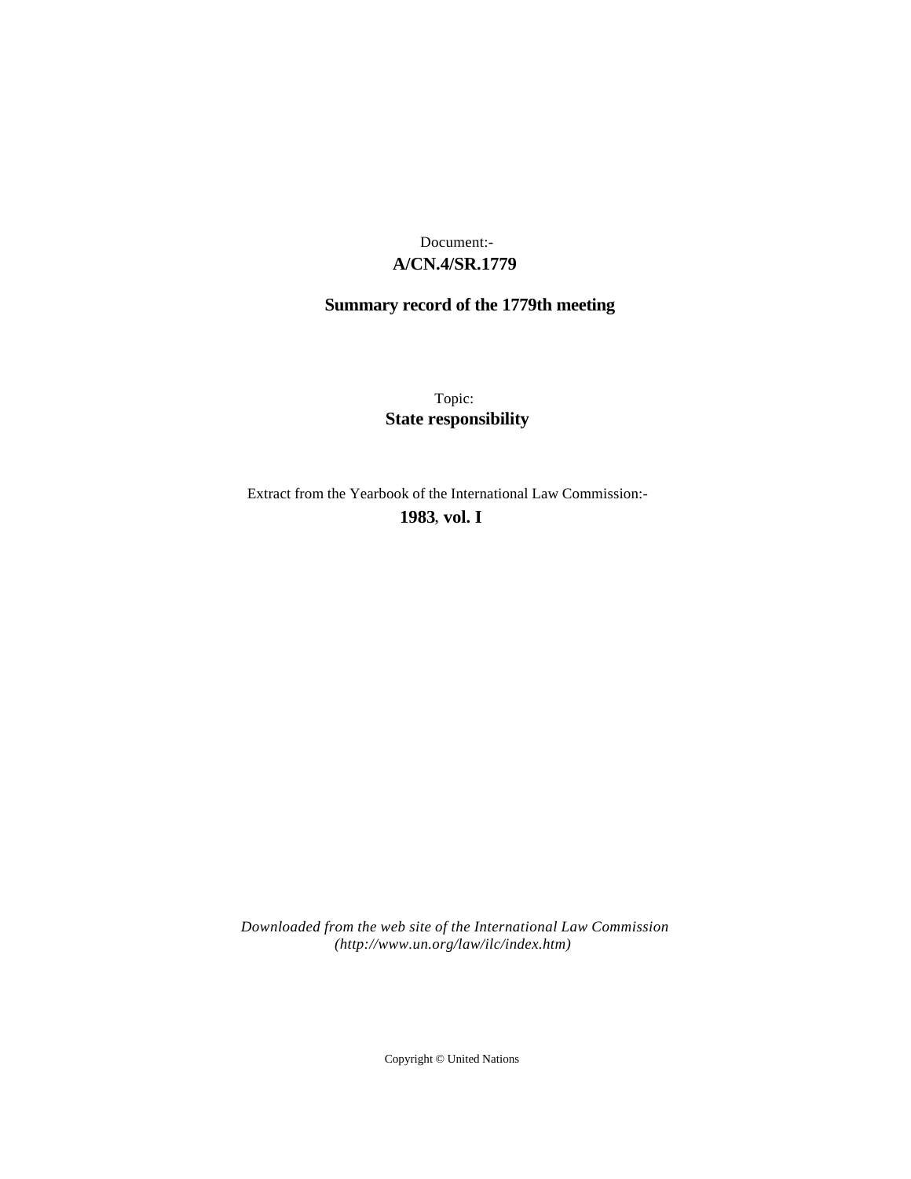Document:-
**A/CN.4/SR.1779**

**Summary record of the 1779th meeting**

Topic:
**State responsibility**

Extract from the Yearbook of the International Law Commission:-
**1983, vol. I**

*Downloaded from the web site of the International Law Commission (http://www.un.org/law/ilc/index.htm)*

Copyright © United Nations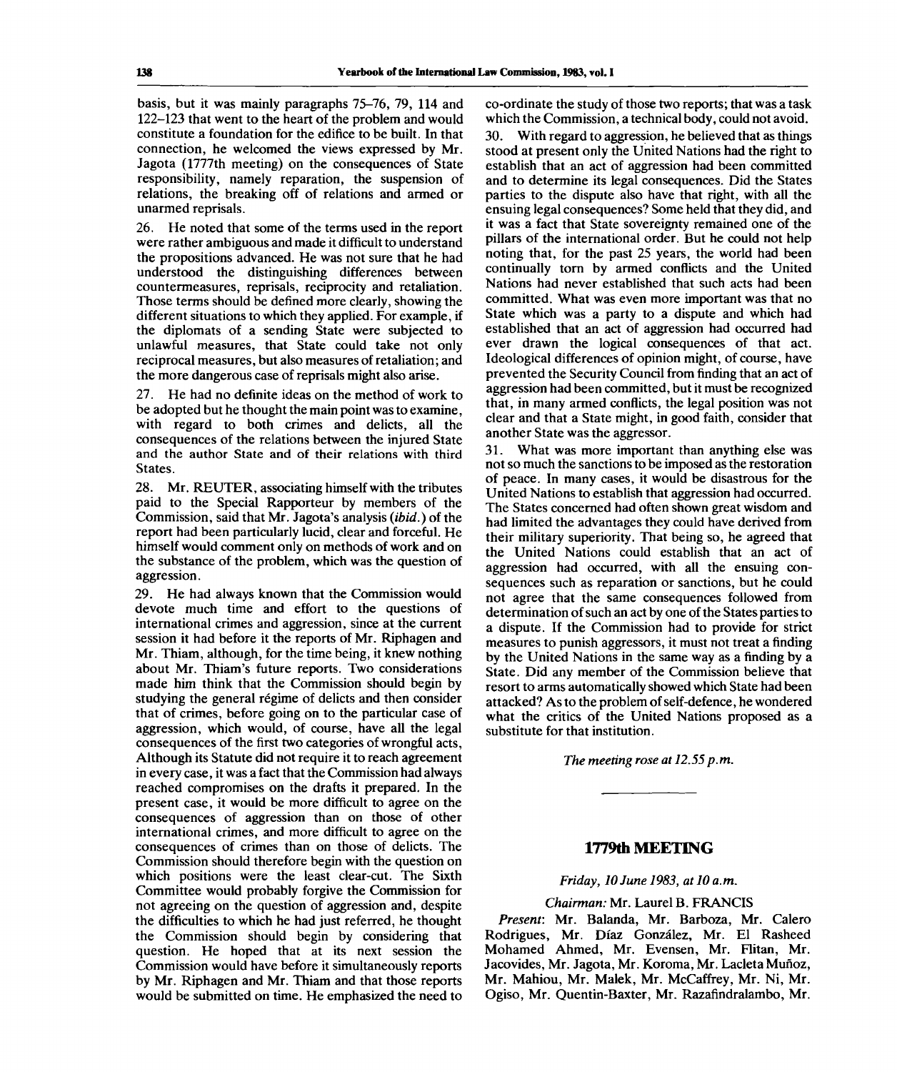basis, but it was mainly paragraphs 75–76, 79, 114 and 122–123 that went to the heart of the problem and would constitute a foundation for the edifice to be built. In that connection, he welcomed the views expressed by Mr. Jagota (1777th meeting) on the consequences of State responsibility, namely reparation, the suspension of relations, the breaking off of relations and armed or unarmed reprisals.

26. He noted that some of the terms used in the report were rather ambiguous and made it difficult to understand the propositions advanced. He was not sure that he had understood the distinguishing differences between countermeasures, reprisals, reciprocity and retaliation. Those terms should be defined more clearly, showing the different situations to which they applied. For example, if the diplomats of a sending State were subjected to unlawful measures, that State could take not only reciprocal measures, but also measures of retaliation; and the more dangerous case of reprisals might also arise.

27. He had no definite ideas on the method of work to be adopted but he thought the main point was to examine, with regard to both crimes and delicts, all the consequences of the relations between the injured State and the author State and of their relations with third States.

28. Mr. REUTER, associating himself with the tributes paid to the Special Rapporteur by members of the Commission, said that Mr. Jagota's analysis (*ibid.*) of the report had been particularly lucid, clear and forceful. He himself would comment only on methods of work and on the substance of the problem, which was the question of aggression.

29. He had always known that the Commission would devote much time and effort to the questions of international crimes and aggression, since at the current session it had before it the reports of Mr. Riphagen and Mr. Thiam, although, for the time being, it knew nothing about Mr. Thiam's future reports. Two considerations made him think that the Commission should begin by studying the general régime of delicts and then consider that of crimes, before going on to the particular case of aggression, which would, of course, have all the legal consequences of the first two categories of wrongful acts. Although its Statute did not require it to reach agreement in every case, it was a fact that the Commission had always reached compromises on the drafts it prepared. In the present case, it would be more difficult to agree on the consequences of aggression than on those of other international crimes, and more difficult to agree on the consequences of crimes than on those of delicts. The Commission should therefore begin with the question on which positions were the least clear-cut. The Sixth Committee would probably forgive the Commission for not agreeing on the question of aggression and, despite the difficulties to which he had just referred, he thought the Commission should begin by considering that question. He hoped that at its next session the Commission would have before it simultaneously reports by Mr. Riphagen and Mr. Thiam and that those reports would be submitted on time. He emphasized the need to co-ordinate the study of those two reports; that was a task which the Commission, a technical body, could not avoid.

30. With regard to aggression, he believed that as things stood at present only the United Nations had the right to establish that an act of aggression had been committed and to determine its legal consequences. Did the States parties to the dispute also have that right, with all the ensuing legal consequences? Some held that they did, and it was a fact that State sovereignty remained one of the pillars of the international order. But he could not help noting that, for the past 25 years, the world had been continually torn by armed conflicts and the United Nations had never established that such acts had been committed. What was even more important was that no State which was a party to a dispute and which had established that an act of aggression had occurred had ever drawn the logical consequences of that act. Ideological differences of opinion might, of course, have prevented the Security Council from finding that an act of aggression had been committed, but it must be recognized that, in many armed conflicts, the legal position was not clear and that a State might, in good faith, consider that another State was the aggressor.

31. What was more important than anything else was not so much the sanctions to be imposed as the restoration of peace. In many cases, it would be disastrous for the United Nations to establish that aggression had occurred. The States concerned had often shown great wisdom and had limited the advantages they could have derived from their military superiority. That being so, he agreed that the United Nations could establish that an act of aggression had occurred, with all the ensuing consequences such as reparation or sanctions, but he could not agree that the same consequences followed from determination of such an act by one of the States parties to a dispute. If the Commission had to provide for strict measures to punish aggressors, it must not treat a finding by the United Nations in the same way as a finding by a State. Did any member of the Commission believe that resort to arms automatically showed which State had been attacked? As to the problem of self-defence, he wondered what the critics of the United Nations proposed as a substitute for that institution.

*The meeting rose at 12.55 p.m.*

## 1779th MEETING

*Friday, 10 June 1983, at 10 a.m.*

*Chairman:* Mr. Laurel B. FRANCIS

*Present:* Mr. Balanda, Mr. Barboza, Mr. Calero Rodrigues, Mr. Díaz González, Mr. El Rasheed Mohamed Ahmed, Mr. Evensen, Mr. Flitan, Mr. Jacovides, Mr. Jagota, Mr. Koroma, Mr. Lacleta Muñoz, Mr. Mahiou, Mr. Malek, Mr. McCaffrey, Mr. Ni, Mr. Ogiso, Mr. Quentin-Baxter, Mr. Razafindralambo, Mr.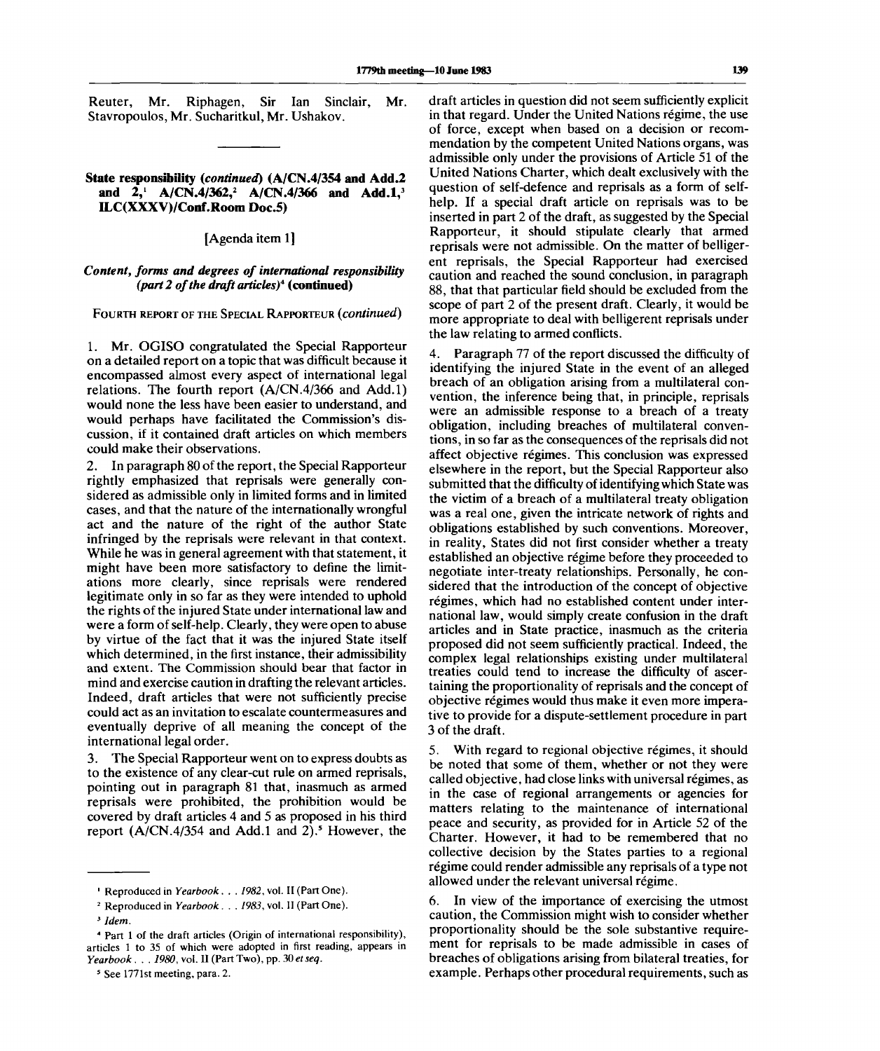Reuter, Mr. Riphagen, Sir Ian Sinclair, Mr. Stavropoulos, Mr. Sucharitkul, Mr. Ushakov.

---

## State responsibility (*continued*) (A/CN.4/354 and Add.2 and 2,[1] A/CN.4/362,[2] A/CN.4/366 and Add.1,[3] ILC(XXXV)/Conf.Room Doc.5)

[Agenda item 1]

### *Content, forms and degrees of international responsibility (part 2 of the draft articles)*[4] (continued)

FOURTH REPORT OF THE SPECIAL RAPPORTEUR (*continued*)

1. Mr. OGISO congratulated the Special Rapporteur on a detailed report on a topic that was difficult because it encompassed almost every aspect of international legal relations. The fourth report (A/CN.4/366 and Add.1) would none the less have been easier to understand, and would perhaps have facilitated the Commission's discussion, if it contained draft articles on which members could make their observations.

2. In paragraph 80 of the report, the Special Rapporteur rightly emphasized that reprisals were generally considered as admissible only in limited forms and in limited cases, and that the nature of the internationally wrongful act and the nature of the right of the author State infringed by the reprisals were relevant in that context. While he was in general agreement with that statement, it might have been more satisfactory to define the limitations more clearly, since reprisals were rendered legitimate only in so far as they were intended to uphold the rights of the injured State under international law and were a form of self-help. Clearly, they were open to abuse by virtue of the fact that it was the injured State itself which determined, in the first instance, their admissibility and extent. The Commission should bear that factor in mind and exercise caution in drafting the relevant articles. Indeed, draft articles that were not sufficiently precise could act as an invitation to escalate countermeasures and eventually deprive of all meaning the concept of the international legal order.

3. The Special Rapporteur went on to express doubts as to the existence of any clear-cut rule on armed reprisals, pointing out in paragraph 81 that, inasmuch as armed reprisals were prohibited, the prohibition would be covered by draft articles 4 and 5 as proposed in his third report (A/CN.4/354 and Add.1 and 2).[5] However, the draft articles in question did not seem sufficiently explicit in that regard. Under the United Nations régime, the use of force, except when based on a decision or recommendation by the competent United Nations organs, was admissible only under the provisions of Article 51 of the United Nations Charter, which dealt exclusively with the question of self-defence and reprisals as a form of self-help. If a special draft article on reprisals was to be inserted in part 2 of the draft, as suggested by the Special Rapporteur, it should stipulate clearly that armed reprisals were not admissible. On the matter of belligerent reprisals, the Special Rapporteur had exercised caution and reached the sound conclusion, in paragraph 88, that that particular field should be excluded from the scope of part 2 of the present draft. Clearly, it would be more appropriate to deal with belligerent reprisals under the law relating to armed conflicts.

4. Paragraph 77 of the report discussed the difficulty of identifying the injured State in the event of an alleged breach of an obligation arising from a multilateral convention, the inference being that, in principle, reprisals were an admissible response to a breach of a treaty obligation, including breaches of multilateral conventions, in so far as the consequences of the reprisals did not affect objective régimes. This conclusion was expressed elsewhere in the report, but the Special Rapporteur also submitted that the difficulty of identifying which State was the victim of a breach of a multilateral treaty obligation was a real one, given the intricate network of rights and obligations established by such conventions. Moreover, in reality, States did not first consider whether a treaty established an objective régime before they proceeded to negotiate inter-treaty relationships. Personally, he considered that the introduction of the concept of objective régimes, which had no established content under international law, would simply create confusion in the draft articles and in State practice, inasmuch as the criteria proposed did not seem sufficiently practical. Indeed, the complex legal relationships existing under multilateral treaties could tend to increase the difficulty of ascertaining the proportionality of reprisals and the concept of objective régimes would thus make it even more imperative to provide for a dispute-settlement procedure in part 3 of the draft.

5. With regard to regional objective régimes, it should be noted that some of them, whether or not they were called objective, had close links with universal régimes, as in the case of regional arrangements or agencies for matters relating to the maintenance of international peace and security, as provided for in Article 52 of the Charter. However, it had to be remembered that no collective decision by the States parties to a regional régime could render admissible any reprisals of a type not allowed under the relevant universal régime.

6. In view of the importance of exercising the utmost caution, the Commission might wish to consider whether proportionality should be the sole substantive requirement for reprisals to be made admissible in cases of breaches of obligations arising from bilateral treaties, for example. Perhaps other procedural requirements, such as

---

[1] Reproduced in *Yearbook . . . 1982*, vol. II (Part One).

[2] Reproduced in *Yearbook . . . 1983*, vol. II (Part One).

[3] *Idem.*

[4] Part 1 of the draft articles (Origin of international responsibility), articles 1 to 35 of which were adopted in first reading, appears in *Yearbook . . . 1980*, vol. II (Part Two), pp. 30 *et seq.*

[5] See 1771st meeting, para. 2.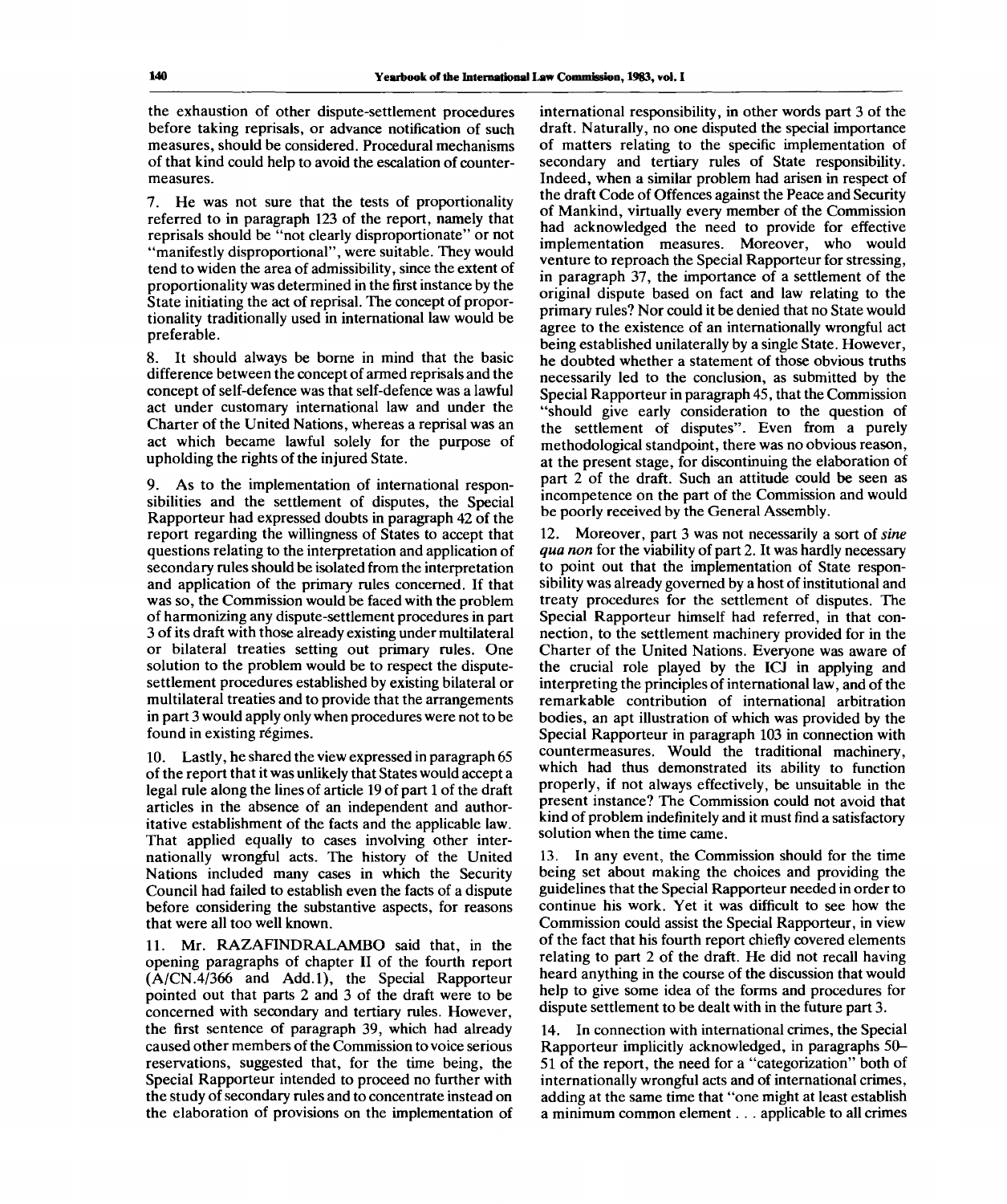the exhaustion of other dispute-settlement procedures before taking reprisals, or advance notification of such measures, should be considered. Procedural mechanisms of that kind could help to avoid the escalation of countermeasures.

7. He was not sure that the tests of proportionality referred to in paragraph 123 of the report, namely that reprisals should be "not clearly disproportionate" or not "manifestly disproportional", were suitable. They would tend to widen the area of admissibility, since the extent of proportionality was determined in the first instance by the State initiating the act of reprisal. The concept of proportionality traditionally used in international law would be preferable.

8. It should always be borne in mind that the basic difference between the concept of armed reprisals and the concept of self-defence was that self-defence was a lawful act under customary international law and under the Charter of the United Nations, whereas a reprisal was an act which became lawful solely for the purpose of upholding the rights of the injured State.

9. As to the implementation of international responsibilities and the settlement of disputes, the Special Rapporteur had expressed doubts in paragraph 42 of the report regarding the willingness of States to accept that questions relating to the interpretation and application of secondary rules should be isolated from the interpretation and application of the primary rules concerned. If that was so, the Commission would be faced with the problem of harmonizing any dispute-settlement procedures in part 3 of its draft with those already existing under multilateral or bilateral treaties setting out primary rules. One solution to the problem would be to respect the dispute-settlement procedures established by existing bilateral or multilateral treaties and to provide that the arrangements in part 3 would apply only when procedures were not to be found in existing régimes.

10. Lastly, he shared the view expressed in paragraph 65 of the report that it was unlikely that States would accept a legal rule along the lines of article 19 of part 1 of the draft articles in the absence of an independent and authoritative establishment of the facts and the applicable law. That applied equally to cases involving other internationally wrongful acts. The history of the United Nations included many cases in which the Security Council had failed to establish even the facts of a dispute before considering the substantive aspects, for reasons that were all too well known.

11. Mr. RAZAFINDRALAMBO said that, in the opening paragraphs of chapter II of the fourth report (A/CN.4/366 and Add.1), the Special Rapporteur pointed out that parts 2 and 3 of the draft were to be concerned with secondary and tertiary rules. However, the first sentence of paragraph 39, which had already caused other members of the Commission to voice serious reservations, suggested that, for the time being, the Special Rapporteur intended to proceed no further with the study of secondary rules and to concentrate instead on the elaboration of provisions on the implementation of international responsibility, in other words part 3 of the draft. Naturally, no one disputed the special importance of matters relating to the specific implementation of secondary and tertiary rules of State responsibility. Indeed, when a similar problem had arisen in respect of the draft Code of Offences against the Peace and Security of Mankind, virtually every member of the Commission had acknowledged the need to provide for effective implementation measures. Moreover, who would venture to reproach the Special Rapporteur for stressing, in paragraph 37, the importance of a settlement of the original dispute based on fact and law relating to the primary rules? Nor could it be denied that no State would agree to the existence of an internationally wrongful act being established unilaterally by a single State. However, he doubted whether a statement of those obvious truths necessarily led to the conclusion, as submitted by the Special Rapporteur in paragraph 45, that the Commission "should give early consideration to the question of the settlement of disputes". Even from a purely methodological standpoint, there was no obvious reason, at the present stage, for discontinuing the elaboration of part 2 of the draft. Such an attitude could be seen as incompetence on the part of the Commission and would be poorly received by the General Assembly.

12. Moreover, part 3 was not necessarily a sort of *sine qua non* for the viability of part 2. It was hardly necessary to point out that the implementation of State responsibility was already governed by a host of institutional and treaty procedures for the settlement of disputes. The Special Rapporteur himself had referred, in that connection, to the settlement machinery provided for in the Charter of the United Nations. Everyone was aware of the crucial role played by the ICJ in applying and interpreting the principles of international law, and of the remarkable contribution of international arbitration bodies, an apt illustration of which was provided by the Special Rapporteur in paragraph 103 in connection with countermeasures. Would the traditional machinery, which had thus demonstrated its ability to function properly, if not always effectively, be unsuitable in the present instance? The Commission could not avoid that kind of problem indefinitely and it must find a satisfactory solution when the time came.

13. In any event, the Commission should for the time being set about making the choices and providing the guidelines that the Special Rapporteur needed in order to continue his work. Yet it was difficult to see how the Commission could assist the Special Rapporteur, in view of the fact that his fourth report chiefly covered elements relating to part 2 of the draft. He did not recall having heard anything in the course of the discussion that would help to give some idea of the forms and procedures for dispute settlement to be dealt with in the future part 3.

14. In connection with international crimes, the Special Rapporteur implicitly acknowledged, in paragraphs 50–51 of the report, the need for a "categorization" both of internationally wrongful acts and of international crimes, adding at the same time that "one might at least establish a minimum common element . . . applicable to all crimes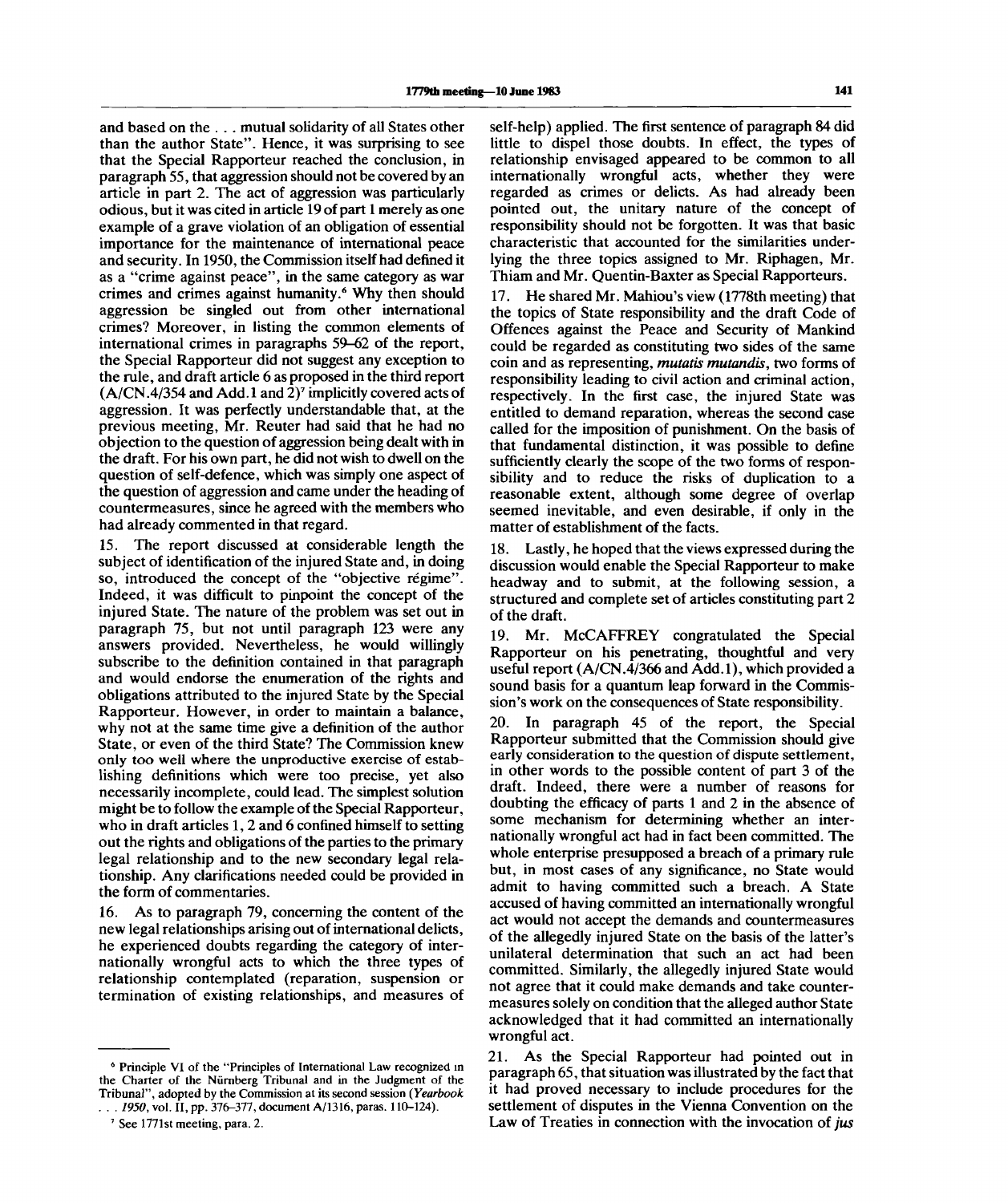and based on the . . . mutual solidarity of all States other than the author State". Hence, it was surprising to see that the Special Rapporteur reached the conclusion, in paragraph 55, that aggression should not be covered by an article in part 2. The act of aggression was particularly odious, but it was cited in article 19 of part 1 merely as one example of a grave violation of an obligation of essential importance for the maintenance of international peace and security. In 1950, the Commission itself had defined it as a "crime against peace", in the same category as war crimes and crimes against humanity.[6] Why then should aggression be singled out from other international crimes? Moreover, in listing the common elements of international crimes in paragraphs 59–62 of the report, the Special Rapporteur did not suggest any exception to the rule, and draft article 6 as proposed in the third report (A/CN.4/354 and Add.1 and 2)[7] implicitly covered acts of aggression. It was perfectly understandable that, at the previous meeting, Mr. Reuter had said that he had no objection to the question of aggression being dealt with in the draft. For his own part, he did not wish to dwell on the question of self-defence, which was simply one aspect of the question of aggression and came under the heading of countermeasures, since he agreed with the members who had already commented in that regard.

15. The report discussed at considerable length the subject of identification of the injured State and, in doing so, introduced the concept of the "objective régime". Indeed, it was difficult to pinpoint the concept of the injured State. The nature of the problem was set out in paragraph 75, but not until paragraph 123 were any answers provided. Nevertheless, he would willingly subscribe to the definition contained in that paragraph and would endorse the enumeration of the rights and obligations attributed to the injured State by the Special Rapporteur. However, in order to maintain a balance, why not at the same time give a definition of the author State, or even of the third State? The Commission knew only too well where the unproductive exercise of establishing definitions which were too precise, yet also necessarily incomplete, could lead. The simplest solution might be to follow the example of the Special Rapporteur, who in draft articles 1, 2 and 6 confined himself to setting out the rights and obligations of the parties to the primary legal relationship and to the new secondary legal relationship. Any clarifications needed could be provided in the form of commentaries.

16. As to paragraph 79, concerning the content of the new legal relationships arising out of international delicts, he experienced doubts regarding the category of internationally wrongful acts to which the three types of relationship contemplated (reparation, suspension or termination of existing relationships, and measures of self-help) applied. The first sentence of paragraph 84 did little to dispel those doubts. In effect, the types of relationship envisaged appeared to be common to all internationally wrongful acts, whether they were regarded as crimes or delicts. As had already been pointed out, the unitary nature of the concept of responsibility should not be forgotten. It was that basic characteristic that accounted for the similarities underlying the three topics assigned to Mr. Riphagen, Mr. Thiam and Mr. Quentin-Baxter as Special Rapporteurs.

17. He shared Mr. Mahiou's view (1778th meeting) that the topics of State responsibility and the draft Code of Offences against the Peace and Security of Mankind could be regarded as constituting two sides of the same coin and as representing, *mutatis mutandis*, two forms of responsibility leading to civil action and criminal action, respectively. In the first case, the injured State was entitled to demand reparation, whereas the second case called for the imposition of punishment. On the basis of that fundamental distinction, it was possible to define sufficiently clearly the scope of the two forms of responsibility and to reduce the risks of duplication to a reasonable extent, although some degree of overlap seemed inevitable, and even desirable, if only in the matter of establishment of the facts.

18. Lastly, he hoped that the views expressed during the discussion would enable the Special Rapporteur to make headway and to submit, at the following session, a structured and complete set of articles constituting part 2 of the draft.

19. Mr. McCAFFREY congratulated the Special Rapporteur on his penetrating, thoughtful and very useful report (A/CN.4/366 and Add.1), which provided a sound basis for a quantum leap forward in the Commission's work on the consequences of State responsibility.

20. In paragraph 45 of the report, the Special Rapporteur submitted that the Commission should give early consideration to the question of dispute settlement, in other words to the possible content of part 3 of the draft. Indeed, there were a number of reasons for doubting the efficacy of parts 1 and 2 in the absence of some mechanism for determining whether an internationally wrongful act had in fact been committed. The whole enterprise presupposed a breach of a primary rule but, in most cases of any significance, no State would admit to having committed such a breach. A State accused of having committed an internationally wrongful act would not accept the demands and countermeasures of the allegedly injured State on the basis of the latter's unilateral determination that such an act had been committed. Similarly, the allegedly injured State would not agree that it could make demands and take countermeasures solely on condition that the alleged author State acknowledged that it had committed an internationally wrongful act.

21. As the Special Rapporteur had pointed out in paragraph 65, that situation was illustrated by the fact that it had proved necessary to include procedures for the settlement of disputes in the Vienna Convention on the Law of Treaties in connection with the invocation of *jus*

---

[6] Principle VI of the "Principles of International Law recognized in the Charter of the Nürnberg Tribunal and in the Judgment of the Tribunal", adopted by the Commission at its second session (*Yearbook . . . 1950*, vol. II, pp. 376–377, document A/1316, paras. 110–124).

[7] See 1771st meeting, para. 2.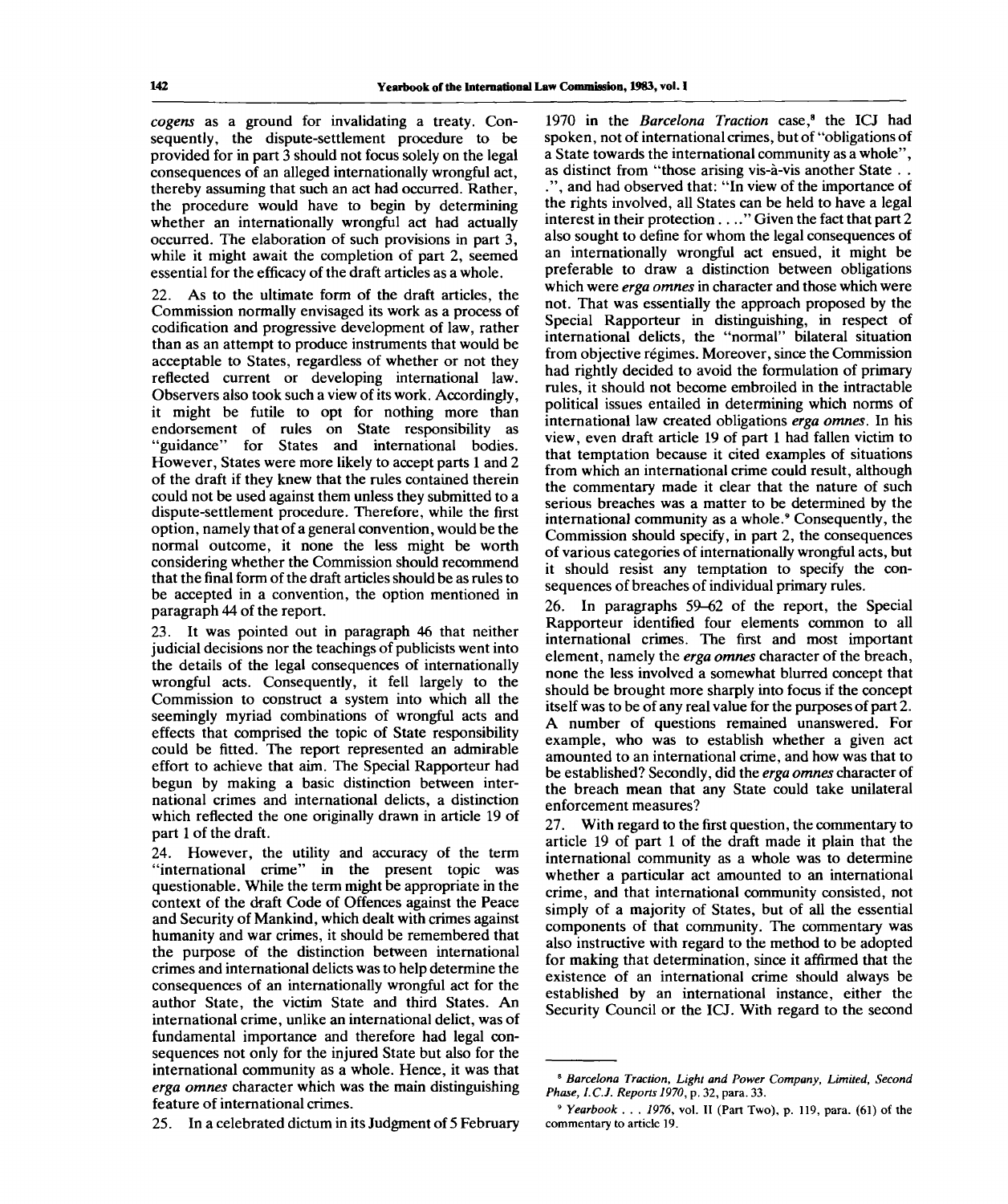*cogens* as a ground for invalidating a treaty. Consequently, the dispute-settlement procedure to be provided for in part 3 should not focus solely on the legal consequences of an alleged internationally wrongful act, thereby assuming that such an act had occurred. Rather, the procedure would have to begin by determining whether an internationally wrongful act had actually occurred. The elaboration of such provisions in part 3, while it might await the completion of part 2, seemed essential for the efficacy of the draft articles as a whole.

22. As to the ultimate form of the draft articles, the Commission normally envisaged its work as a process of codification and progressive development of law, rather than as an attempt to produce instruments that would be acceptable to States, regardless of whether or not they reflected current or developing international law. Observers also took such a view of its work. Accordingly, it might be futile to opt for nothing more than endorsement of rules on State responsibility as "guidance" for States and international bodies. However, States were more likely to accept parts 1 and 2 of the draft if they knew that the rules contained therein could not be used against them unless they submitted to a dispute-settlement procedure. Therefore, while the first option, namely that of a general convention, would be the normal outcome, it none the less might be worth considering whether the Commission should recommend that the final form of the draft articles should be as rules to be accepted in a convention, the option mentioned in paragraph 44 of the report.

23. It was pointed out in paragraph 46 that neither judicial decisions nor the teachings of publicists went into the details of the legal consequences of internationally wrongful acts. Consequently, it fell largely to the Commission to construct a system into which all the seemingly myriad combinations of wrongful acts and effects that comprised the topic of State responsibility could be fitted. The report represented an admirable effort to achieve that aim. The Special Rapporteur had begun by making a basic distinction between international crimes and international delicts, a distinction which reflected the one originally drawn in article 19 of part 1 of the draft.

24. However, the utility and accuracy of the term "international crime" in the present topic was questionable. While the term might be appropriate in the context of the draft Code of Offences against the Peace and Security of Mankind, which dealt with crimes against humanity and war crimes, it should be remembered that the purpose of the distinction between international crimes and international delicts was to help determine the consequences of an internationally wrongful act for the author State, the victim State and third States. An international crime, unlike an international delict, was of fundamental importance and therefore had legal consequences not only for the injured State but also for the international community as a whole. Hence, it was that *erga omnes* character which was the main distinguishing feature of international crimes.

25. In a celebrated dictum in its Judgment of 5 February 1970 in the *Barcelona Traction* case,[8] the ICJ had spoken, not of international crimes, but of "obligations of a State towards the international community as a whole", as distinct from "those arising vis-à-vis another State . . .", and had observed that: "In view of the importance of the rights involved, all States can be held to have a legal interest in their protection . . . ." Given the fact that part 2 also sought to define for whom the legal consequences of an internationally wrongful act ensued, it might be preferable to draw a distinction between obligations which were *erga omnes* in character and those which were not. That was essentially the approach proposed by the Special Rapporteur in distinguishing, in respect of international delicts, the "normal" bilateral situation from objective régimes. Moreover, since the Commission had rightly decided to avoid the formulation of primary rules, it should not become embroiled in the intractable political issues entailed in determining which norms of international law created obligations *erga omnes*. In his view, even draft article 19 of part 1 had fallen victim to that temptation because it cited examples of situations from which an international crime could result, although the commentary made it clear that the nature of such serious breaches was a matter to be determined by the international community as a whole.[9] Consequently, the Commission should specify, in part 2, the consequences of various categories of internationally wrongful acts, but it should resist any temptation to specify the consequences of breaches of individual primary rules.

26. In paragraphs 59–62 of the report, the Special Rapporteur identified four elements common to all international crimes. The first and most important element, namely the *erga omnes* character of the breach, none the less involved a somewhat blurred concept that should be brought more sharply into focus if the concept itself was to be of any real value for the purposes of part 2. A number of questions remained unanswered. For example, who was to establish whether a given act amounted to an international crime, and how was that to be established? Secondly, did the *erga omnes* character of the breach mean that any State could take unilateral enforcement measures?

27. With regard to the first question, the commentary to article 19 of part 1 of the draft made it plain that the international community as a whole was to determine whether a particular act amounted to an international crime, and that international community consisted, not simply of a majority of States, but of all the essential components of that community. The commentary was also instructive with regard to the method to be adopted for making that determination, since it affirmed that the existence of an international crime should always be established by an international instance, either the Security Council or the ICJ. With regard to the second

---

[8] *Barcelona Traction, Light and Power Company, Limited, Second Phase, I.C.J. Reports 1970*, p. 32, para. 33.

[9] *Yearbook . . . 1976*, vol. II (Part Two), p. 119, para. (61) of the commentary to article 19.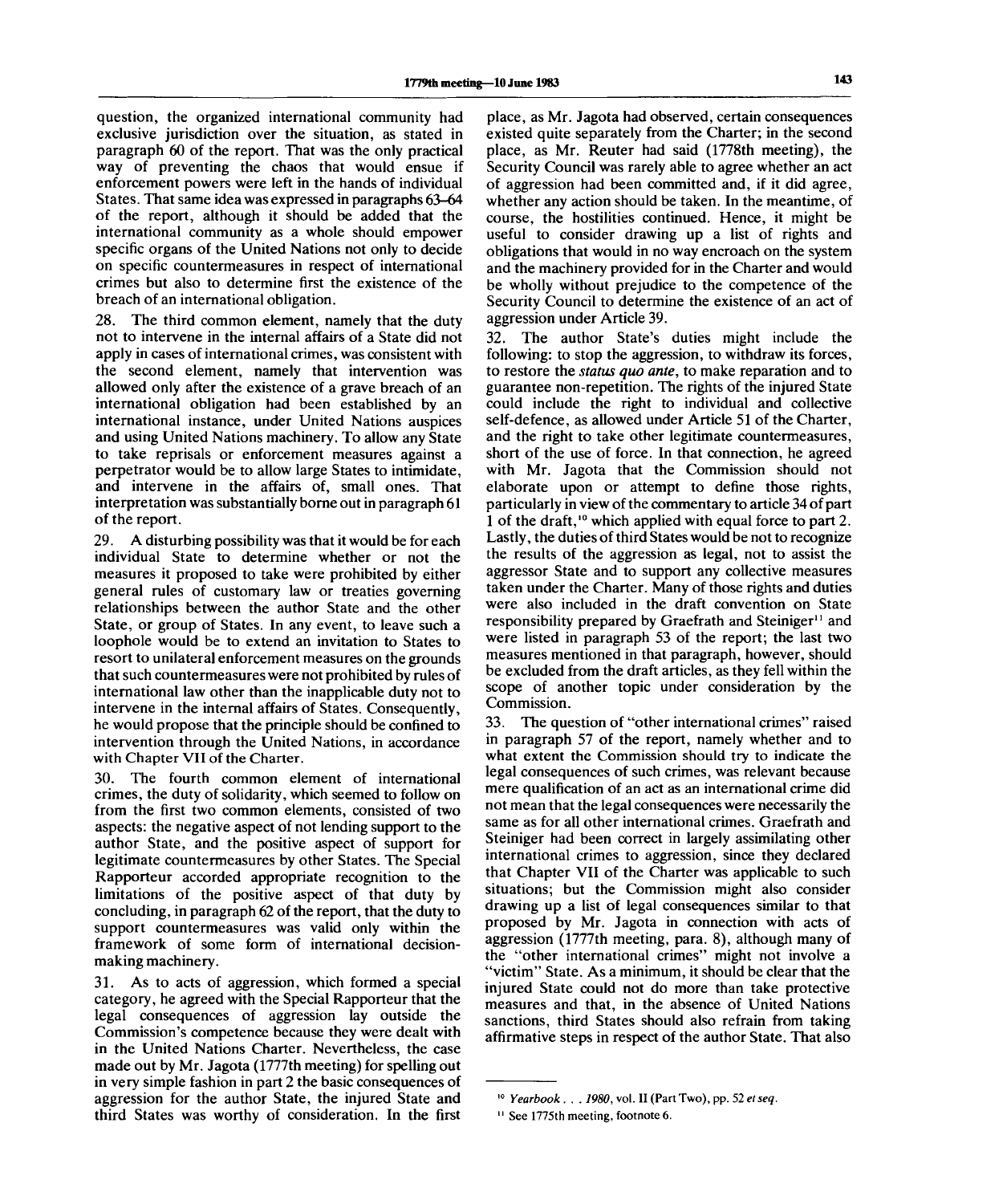question, the organized international community had exclusive jurisdiction over the situation, as stated in paragraph 60 of the report. That was the only practical way of preventing the chaos that would ensue if enforcement powers were left in the hands of individual States. That same idea was expressed in paragraphs 63–64 of the report, although it should be added that the international community as a whole should empower specific organs of the United Nations not only to decide on specific countermeasures in respect of international crimes but also to determine first the existence of the breach of an international obligation.

28. The third common element, namely that the duty not to intervene in the internal affairs of a State did not apply in cases of international crimes, was consistent with the second element, namely that intervention was allowed only after the existence of a grave breach of an international obligation had been established by an international instance, under United Nations auspices and using United Nations machinery. To allow any State to take reprisals or enforcement measures against a perpetrator would be to allow large States to intimidate, and intervene in the affairs of, small ones. That interpretation was substantially borne out in paragraph 61 of the report.

29. A disturbing possibility was that it would be for each individual State to determine whether or not the measures it proposed to take were prohibited by either general rules of customary law or treaties governing relationships between the author State and the other State, or group of States. In any event, to leave such a loophole would be to extend an invitation to States to resort to unilateral enforcement measures on the grounds that such countermeasures were not prohibited by rules of international law other than the inapplicable duty not to intervene in the internal affairs of States. Consequently, he would propose that the principle should be confined to intervention through the United Nations, in accordance with Chapter VII of the Charter.

30. The fourth common element of international crimes, the duty of solidarity, which seemed to follow on from the first two common elements, consisted of two aspects: the negative aspect of not lending support to the author State, and the positive aspect of support for legitimate countermeasures by other States. The Special Rapporteur accorded appropriate recognition to the limitations of the positive aspect of that duty by concluding, in paragraph 62 of the report, that the duty to support countermeasures was valid only within the framework of some form of international decision-making machinery.

31. As to acts of aggression, which formed a special category, he agreed with the Special Rapporteur that the legal consequences of aggression lay outside the Commission's competence because they were dealt with in the United Nations Charter. Nevertheless, the case made out by Mr. Jagota (1777th meeting) for spelling out in very simple fashion in part 2 the basic consequences of aggression for the author State, the injured State and third States was worthy of consideration. In the first place, as Mr. Jagota had observed, certain consequences existed quite separately from the Charter; in the second place, as Mr. Reuter had said (1778th meeting), the Security Council was rarely able to agree whether an act of aggression had been committed and, if it did agree, whether any action should be taken. In the meantime, of course, the hostilities continued. Hence, it might be useful to consider drawing up a list of rights and obligations that would in no way encroach on the system and the machinery provided for in the Charter and would be wholly without prejudice to the competence of the Security Council to determine the existence of an act of aggression under Article 39.

32. The author State's duties might include the following: to stop the aggression, to withdraw its forces, to restore the *status quo ante*, to make reparation and to guarantee non-repetition. The rights of the injured State could include the right to individual and collective self-defence, as allowed under Article 51 of the Charter, and the right to take other legitimate countermeasures, short of the use of force. In that connection, he agreed with Mr. Jagota that the Commission should not elaborate upon or attempt to define those rights, particularly in view of the commentary to article 34 of part 1 of the draft,[10] which applied with equal force to part 2. Lastly, the duties of third States would be not to recognize the results of the aggression as legal, not to assist the aggressor State and to support any collective measures taken under the Charter. Many of those rights and duties were also included in the draft convention on State responsibility prepared by Graefrath and Steiniger[11] and were listed in paragraph 53 of the report; the last two measures mentioned in that paragraph, however, should be excluded from the draft articles, as they fell within the scope of another topic under consideration by the Commission.

33. The question of "other international crimes" raised in paragraph 57 of the report, namely whether and to what extent the Commission should try to indicate the legal consequences of such crimes, was relevant because mere qualification of an act as an international crime did not mean that the legal consequences were necessarily the same as for all other international crimes. Graefrath and Steiniger had been correct in largely assimilating other international crimes to aggression, since they declared that Chapter VII of the Charter was applicable to such situations; but the Commission might also consider drawing up a list of legal consequences similar to that proposed by Mr. Jagota in connection with acts of aggression (1777th meeting, para. 8), although many of the "other international crimes" might not involve a "victim" State. As a minimum, it should be clear that the injured State could not do more than take protective measures and that, in the absence of United Nations sanctions, third States should also refrain from taking affirmative steps in respect of the author State. That also

---

[10] *Yearbook . . . 1980*, vol. II (Part Two), pp. 52 *et seq.*

[11] See 1775th meeting, footnote 6.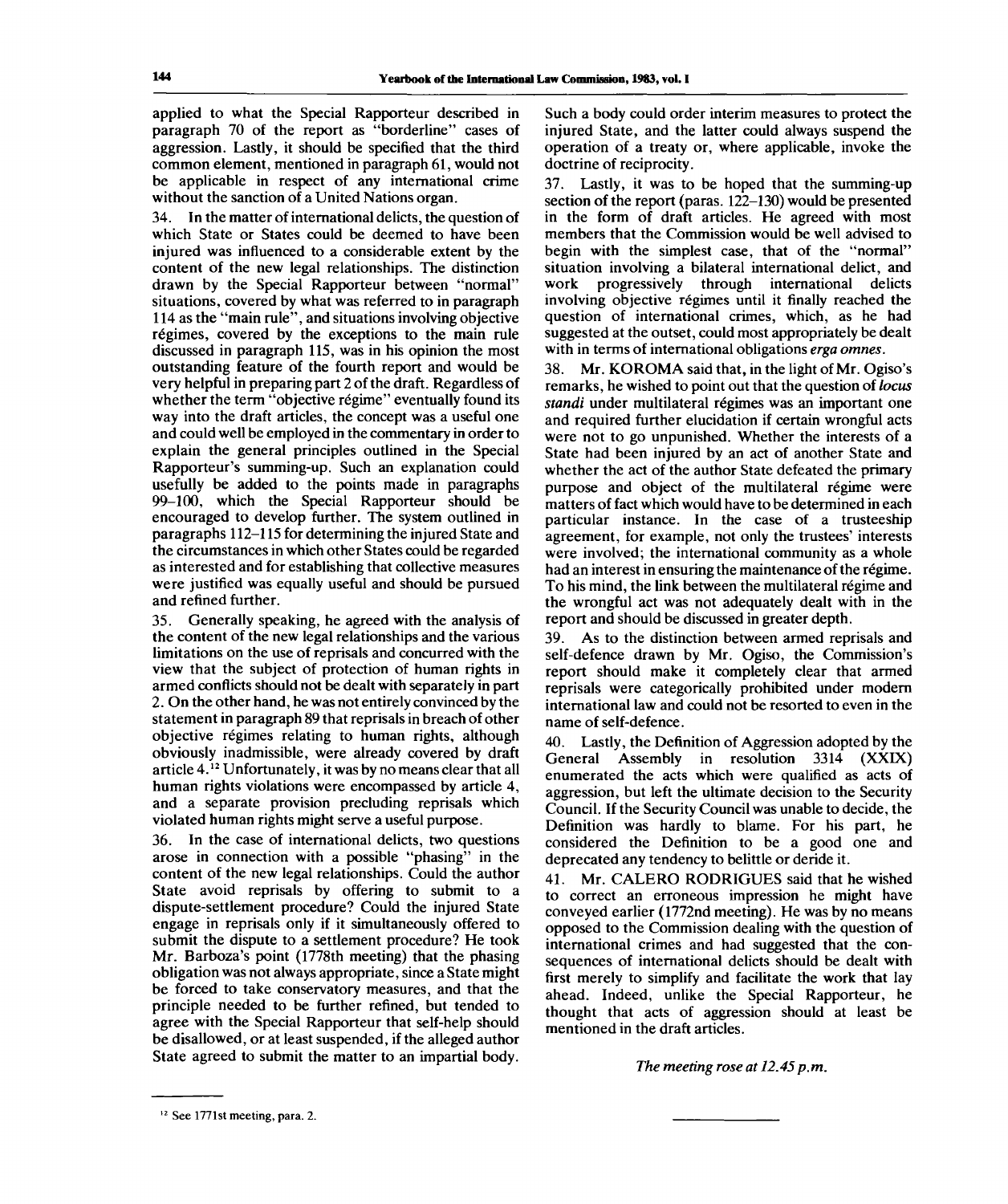applied to what the Special Rapporteur described in paragraph 70 of the report as "borderline" cases of aggression. Lastly, it should be specified that the third common element, mentioned in paragraph 61, would not be applicable in respect of any international crime without the sanction of a United Nations organ.

34. In the matter of international delicts, the question of which State or States could be deemed to have been injured was influenced to a considerable extent by the content of the new legal relationships. The distinction drawn by the Special Rapporteur between "normal" situations, covered by what was referred to in paragraph 114 as the "main rule", and situations involving objective régimes, covered by the exceptions to the main rule discussed in paragraph 115, was in his opinion the most outstanding feature of the fourth report and would be very helpful in preparing part 2 of the draft. Regardless of whether the term "objective régime" eventually found its way into the draft articles, the concept was a useful one and could well be employed in the commentary in order to explain the general principles outlined in the Special Rapporteur's summing-up. Such an explanation could usefully be added to the points made in paragraphs 99–100, which the Special Rapporteur should be encouraged to develop further. The system outlined in paragraphs 112–115 for determining the injured State and the circumstances in which other States could be regarded as interested and for establishing that collective measures were justified was equally useful and should be pursued and refined further.

35. Generally speaking, he agreed with the analysis of the content of the new legal relationships and the various limitations on the use of reprisals and concurred with the view that the subject of protection of human rights in armed conflicts should not be dealt with separately in part 2. On the other hand, he was not entirely convinced by the statement in paragraph 89 that reprisals in breach of other objective régimes relating to human rights, although obviously inadmissible, were already covered by draft article 4.[12] Unfortunately, it was by no means clear that all human rights violations were encompassed by article 4, and a separate provision precluding reprisals which violated human rights might serve a useful purpose.

36. In the case of international delicts, two questions arose in connection with a possible "phasing" in the content of the new legal relationships. Could the author State avoid reprisals by offering to submit to a dispute-settlement procedure? Could the injured State engage in reprisals only if it simultaneously offered to submit the dispute to a settlement procedure? He took Mr. Barboza's point (1778th meeting) that the phasing obligation was not always appropriate, since a State might be forced to take conservatory measures, and that the principle needed to be further refined, but tended to agree with the Special Rapporteur that self-help should be disallowed, or at least suspended, if the alleged author State agreed to submit the matter to an impartial body. Such a body could order interim measures to protect the injured State, and the latter could always suspend the operation of a treaty or, where applicable, invoke the doctrine of reciprocity.

37. Lastly, it was to be hoped that the summing-up section of the report (paras. 122–130) would be presented in the form of draft articles. He agreed with most members that the Commission would be well advised to begin with the simplest case, that of the "normal" situation involving a bilateral international delict, and work progressively through international delicts involving objective régimes until it finally reached the question of international crimes, which, as he had suggested at the outset, could most appropriately be dealt with in terms of international obligations *erga omnes*.

38. Mr. KOROMA said that, in the light of Mr. Ogiso's remarks, he wished to point out that the question of *locus standi* under multilateral régimes was an important one and required further elucidation if certain wrongful acts were not to go unpunished. Whether the interests of a State had been injured by an act of another State and whether the act of the author State defeated the primary purpose and object of the multilateral régime were matters of fact which would have to be determined in each particular instance. In the case of a trusteeship agreement, for example, not only the trustees' interests were involved; the international community as a whole had an interest in ensuring the maintenance of the régime. To his mind, the link between the multilateral régime and the wrongful act was not adequately dealt with in the report and should be discussed in greater depth.

39. As to the distinction between armed reprisals and self-defence drawn by Mr. Ogiso, the Commission's report should make it completely clear that armed reprisals were categorically prohibited under modern international law and could not be resorted to even in the name of self-defence.

40. Lastly, the Definition of Aggression adopted by the General Assembly in resolution 3314 (XXIX) enumerated the acts which were qualified as acts of aggression, but left the ultimate decision to the Security Council. If the Security Council was unable to decide, the Definition was hardly to blame. For his part, he considered the Definition to be a good one and deprecated any tendency to belittle or deride it.

41. Mr. CALERO RODRIGUES said that he wished to correct an erroneous impression he might have conveyed earlier (1772nd meeting). He was by no means opposed to the Commission dealing with the question of international crimes and had suggested that the consequences of international delicts should be dealt with first merely to simplify and facilitate the work that lay ahead. Indeed, unlike the Special Rapporteur, he thought that acts of aggression should at least be mentioned in the draft articles.

*The meeting rose at 12.45 p.m.*

---

[12] See 1771st meeting, para. 2.